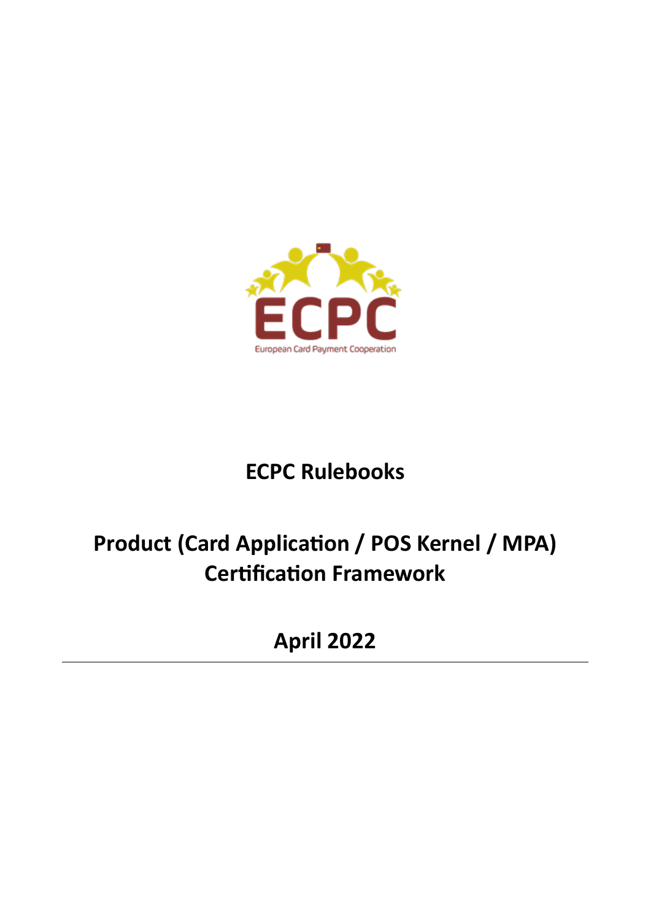ECPC

European Card Payment Cooperation

# ECPC Rulebooks

# Product (Card Application / POS Kernel / MPA) Certification Framework

## April 2022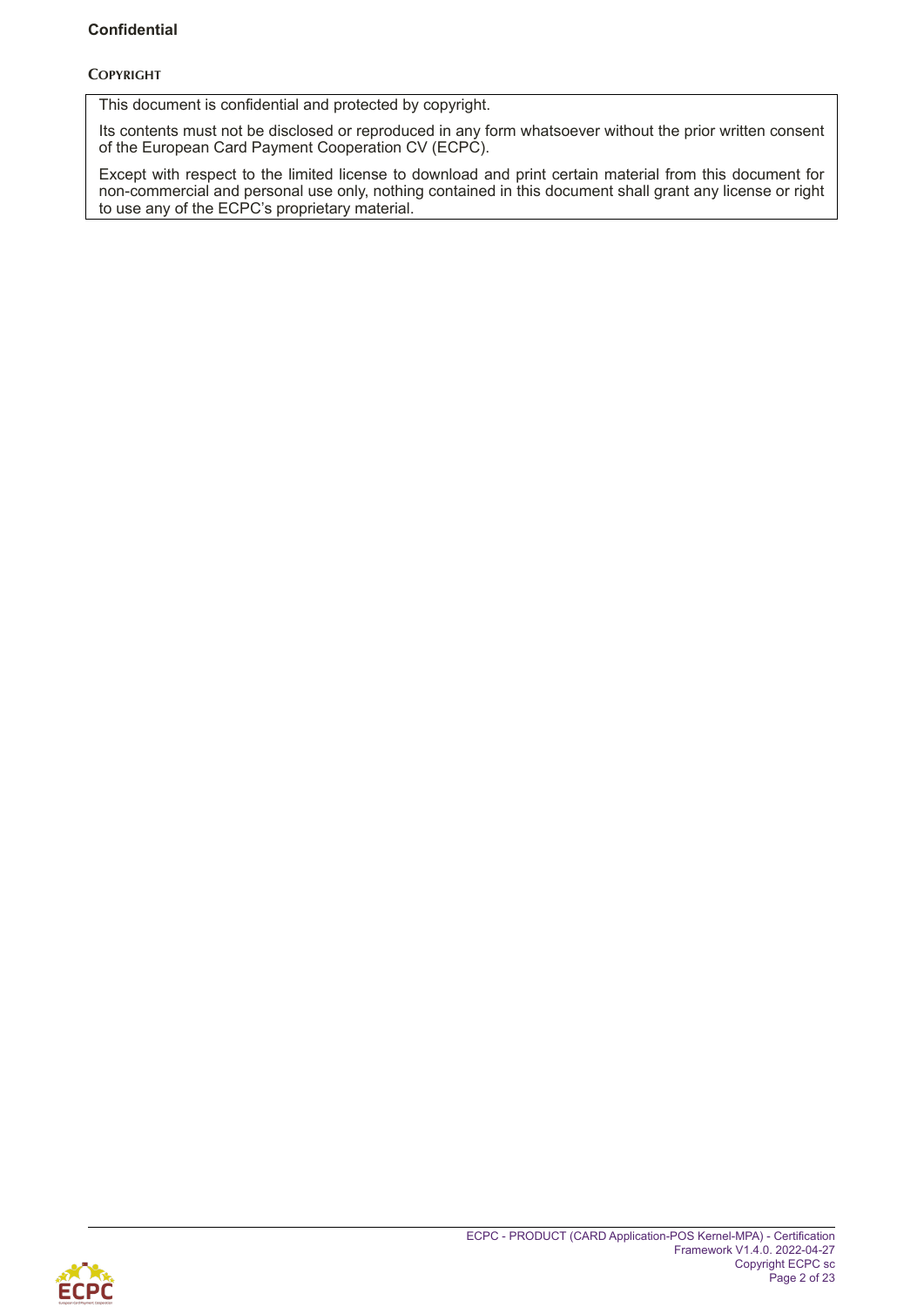**Confidential**

**COPYRIGHT**

This document is confidential and protected by copyright.

Its contents must not be disclosed or reproduced in any form whatsoever without the prior written consent of the European Card Payment Cooperation CV (ECPC).

Except with respect to the limited license to download and print certain material from this document for non-commercial and personal use only, nothing contained in this document shall grant any license or right to use any of the ECPC's proprietary material.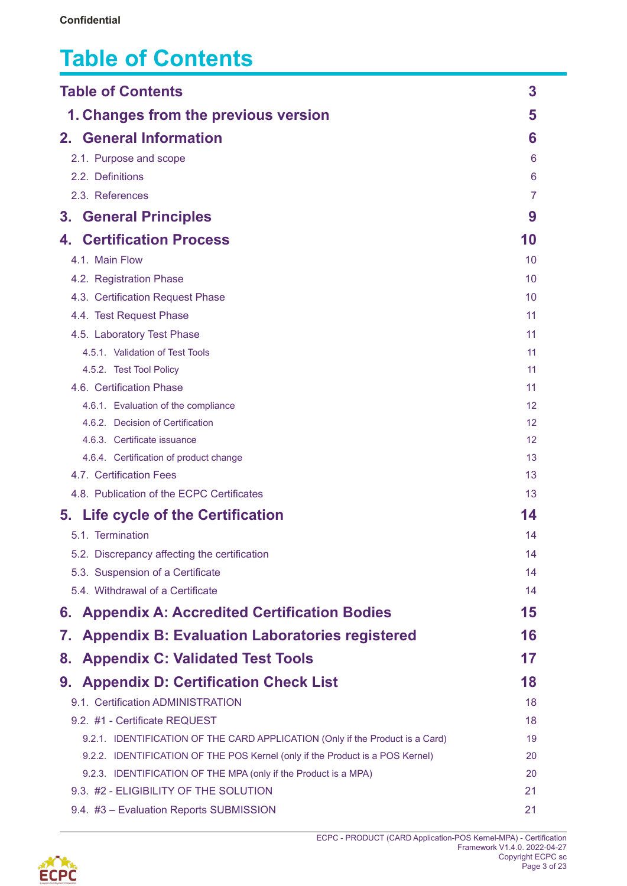Confidential

# Table of Contents

| | |
|---|---|
| **Table of Contents** | **3** |
| **1. Changes from the previous version** | **5** |
| **2. General Information** | **6** |
| 2.1. Purpose and scope | 6 |
| 2.2. Definitions | 6 |
| 2.3. References | 7 |
| **3. General Principles** | **9** |
| **4. Certification Process** | **10** |
| 4.1. Main Flow | 10 |
| 4.2. Registration Phase | 10 |
| 4.3. Certification Request Phase | 10 |
| 4.4. Test Request Phase | 11 |
| 4.5. Laboratory Test Phase | 11 |
| 4.5.1. Validation of Test Tools | 11 |
| 4.5.2. Test Tool Policy | 11 |
| 4.6. Certification Phase | 11 |
| 4.6.1. Evaluation of the compliance | 12 |
| 4.6.2. Decision of Certification | 12 |
| 4.6.3. Certificate issuance | 12 |
| 4.6.4. Certification of product change | 13 |
| 4.7. Certification Fees | 13 |
| 4.8. Publication of the ECPC Certificates | 13 |
| **5. Life cycle of the Certification** | **14** |
| 5.1. Termination | 14 |
| 5.2. Discrepancy affecting the certification | 14 |
| 5.3. Suspension of a Certificate | 14 |
| 5.4. Withdrawal of a Certificate | 14 |
| **6. Appendix A: Accredited Certification Bodies** | **15** |
| **7. Appendix B: Evaluation Laboratories registered** | **16** |
| **8. Appendix C: Validated Test Tools** | **17** |
| **9. Appendix D: Certification Check List** | **18** |
| 9.1. Certification ADMINISTRATION | 18 |
| 9.2. #1 - Certificate REQUEST | 18 |
| 9.2.1. IDENTIFICATION OF THE CARD APPLICATION (Only if the Product is a Card) | 19 |
| 9.2.2. IDENTIFICATION OF THE POS Kernel (only if the Product is a POS Kernel) | 20 |
| 9.2.3. IDENTIFICATION OF THE MPA (only if the Product is a MPA) | 20 |
| 9.3. #2 - ELIGIBILITY OF THE SOLUTION | 21 |
| 9.4. #3 – Evaluation Reports SUBMISSION | 21 |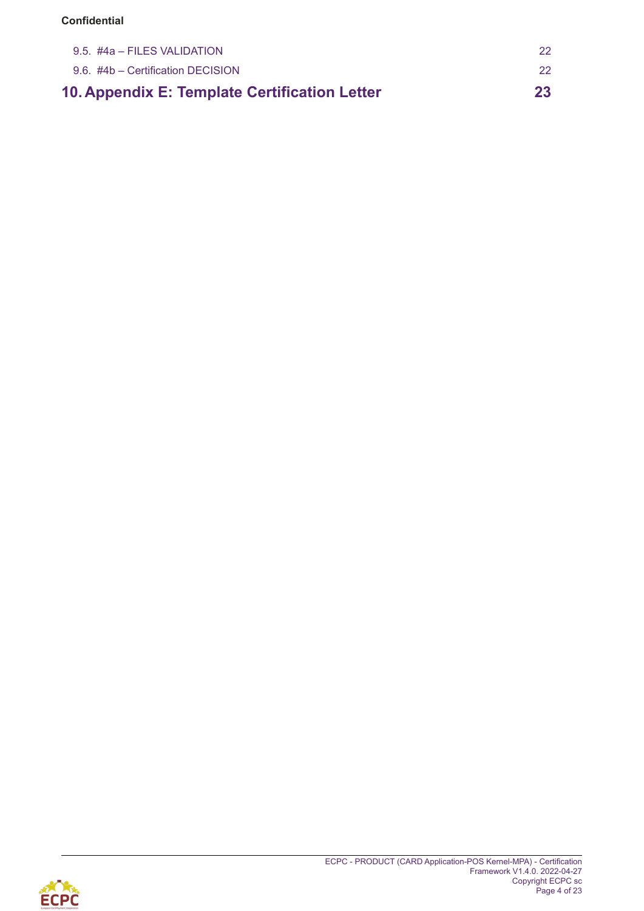9.5. #4a – FILES VALIDATION 22

9.6. #4b – Certification DECISION 22

**10. Appendix E: Template Certification Letter 23**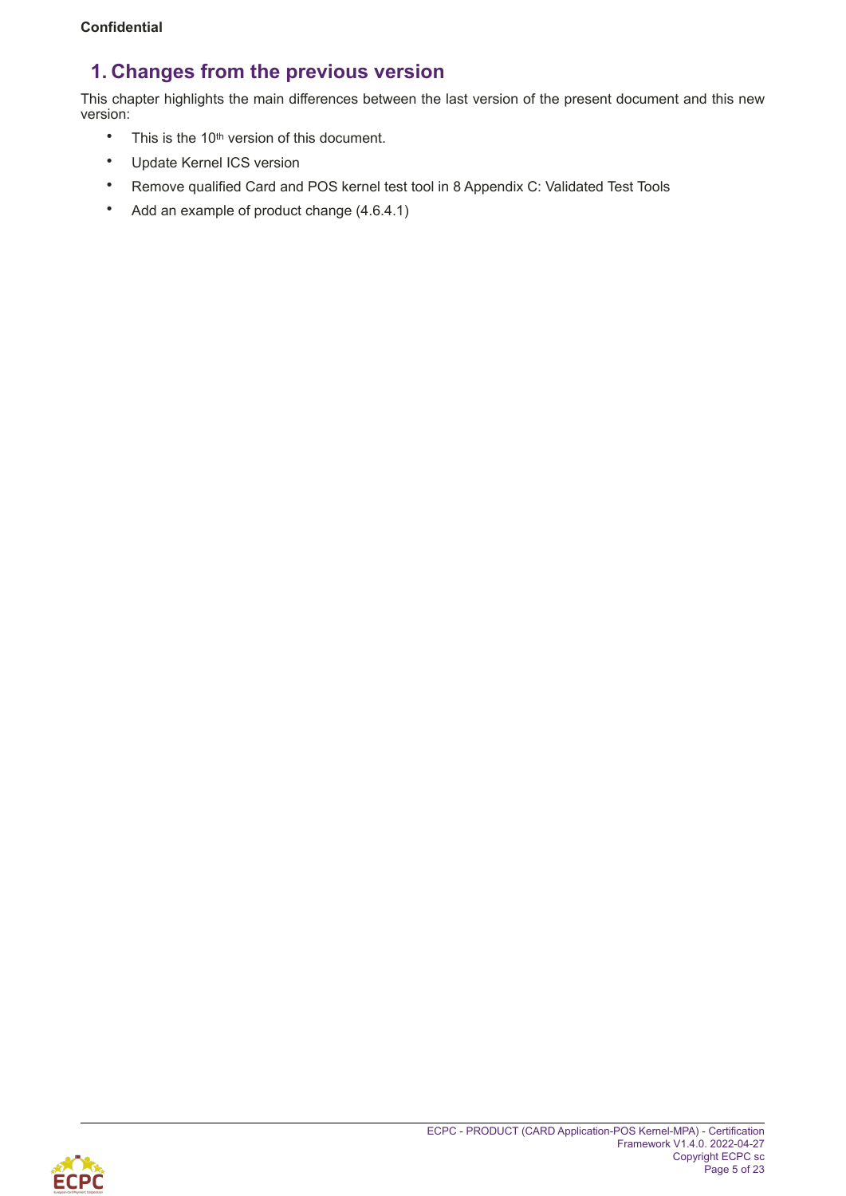# 1. Changes from the previous version

This chapter highlights the main differences between the last version of the present document and this new version:

- This is the 10th version of this document.
- Update Kernel ICS version
- Remove qualified Card and POS kernel test tool in 8 Appendix C: Validated Test Tools
- Add an example of product change (4.6.4.1)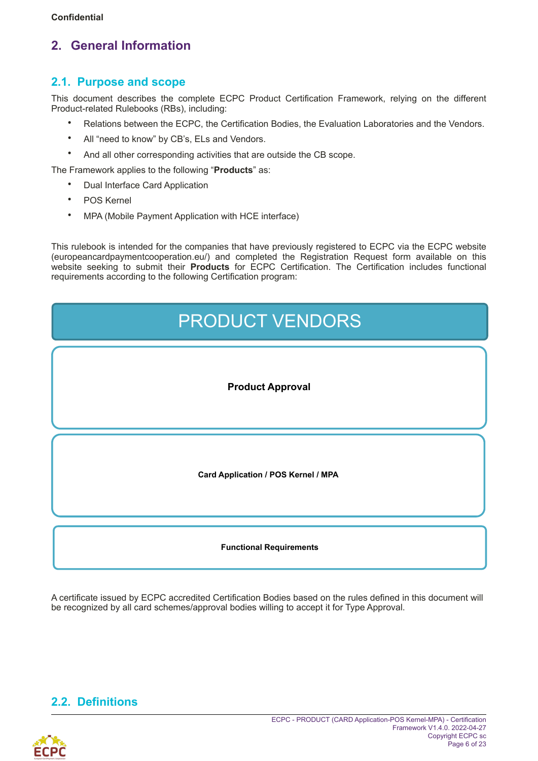## 2. General Information

### 2.1. Purpose and scope

This document describes the complete ECPC Product Certification Framework, relying on the different Product-related Rulebooks (RBs), including:

- Relations between the ECPC, the Certification Bodies, the Evaluation Laboratories and the Vendors.
- All “need to know” by CB’s, ELs and Vendors.
- And all other corresponding activities that are outside the CB scope.

The Framework applies to the following “**Products**” as:

- Dual Interface Card Application
- POS Kernel
- MPA (Mobile Payment Application with HCE interface)

This rulebook is intended for the companies that have previously registered to ECPC via the ECPC website (europeancardpaymentcooperation.eu/) and completed the Registration Request form available on this website seeking to submit their **Products** for ECPC Certification. The Certification includes functional requirements according to the following Certification program:

PRODUCT VENDORS

**Product Approval**

**Card Application / POS Kernel / MPA**

**Functional Requirements**

A certificate issued by ECPC accredited Certification Bodies based on the rules defined in this document will be recognized by all card schemes/approval bodies willing to accept it for Type Approval.

### 2.2. Definitions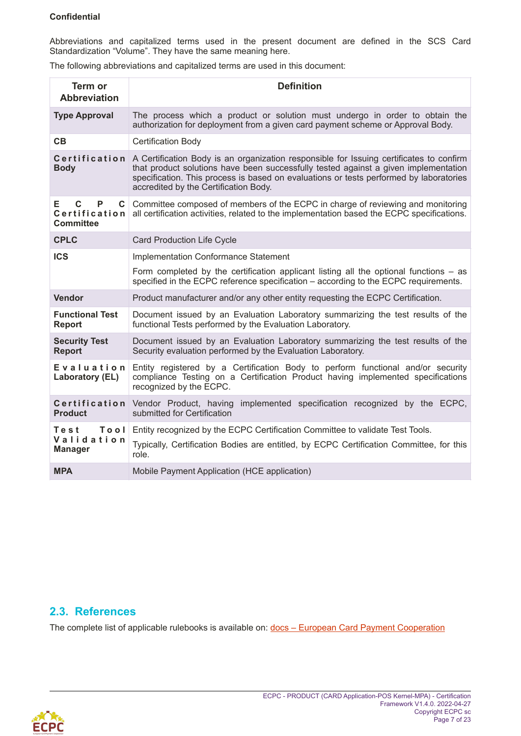**Confidential**

Abbreviations and capitalized terms used in the present document are defined in the SCS Card Standardization “Volume”. They have the same meaning here.

The following abbreviations and capitalized terms are used in this document:

| Term or Abbreviation | Definition |
|---|---|
| **Type Approval** | The process which a product or solution must undergo in order to obtain the authorization for deployment from a given card payment scheme or Approval Body. |
| **CB** | Certification Body |
| **Certification Body** | A Certification Body is an organization responsible for Issuing certificates to confirm that product solutions have been successfully tested against a given implementation specification. This process is based on evaluations or tests performed by laboratories accredited by the Certification Body. |
| **ECPC Certification Committee** | Committee composed of members of the ECPC in charge of reviewing and monitoring all certification activities, related to the implementation based the ECPC specifications. |
| **CPLC** | Card Production Life Cycle |
| **ICS** | Implementation Conformance Statement<br><br>Form completed by the certification applicant listing all the optional functions – as specified in the ECPC reference specification – according to the ECPC requirements. |
| **Vendor** | Product manufacturer and/or any other entity requesting the ECPC Certification. |
| **Functional Test Report** | Document issued by an Evaluation Laboratory summarizing the test results of the functional Tests performed by the Evaluation Laboratory. |
| **Security Test Report** | Document issued by an Evaluation Laboratory summarizing the test results of the Security evaluation performed by the Evaluation Laboratory. |
| **Evaluation Laboratory (EL)** | Entity registered by a Certification Body to perform functional and/or security compliance Testing on a Certification Product having implemented specifications recognized by the ECPC. |
| **Certification Product** | Vendor Product, having implemented specification recognized by the ECPC, submitted for Certification |
| **Test Tool Validation Manager** | Entity recognized by the ECPC Certification Committee to validate Test Tools.<br><br>Typically, Certification Bodies are entitled, by ECPC Certification Committee, for this role. |
| **MPA** | Mobile Payment Application (HCE application) |

## 2.3. References

The complete list of applicable rulebooks is available on: [docs – European Card Payment Cooperation]()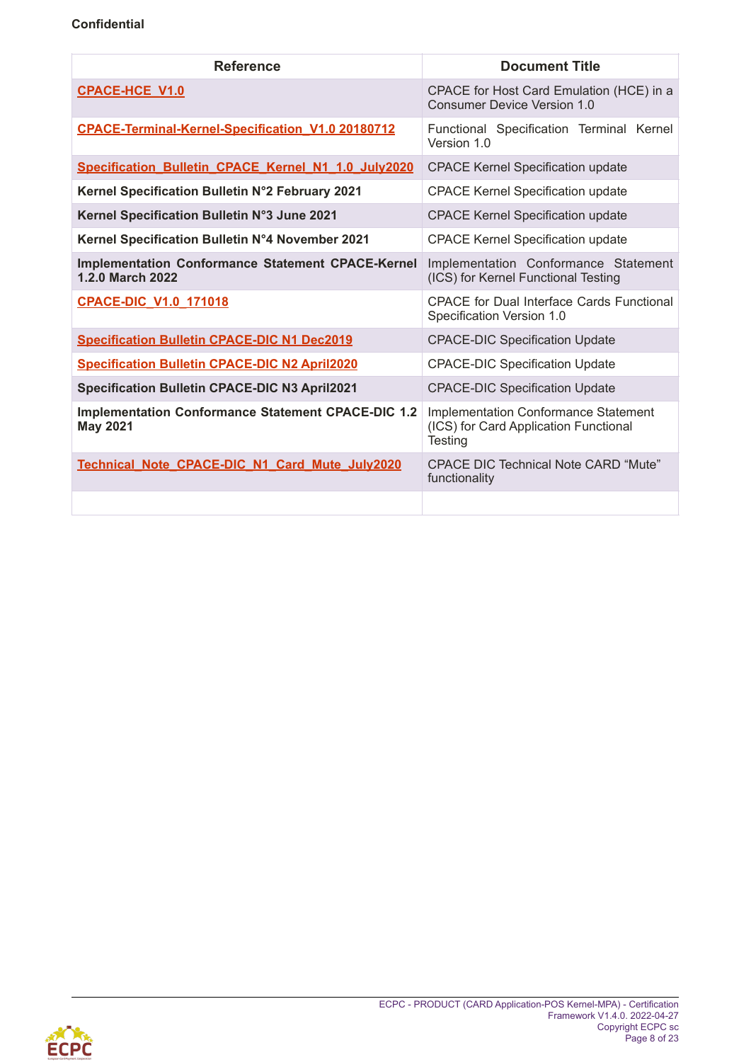Confidential

| Reference | Document Title |
| --- | --- |
| CPACE-HCE_V1.0 | CPACE for Host Card Emulation (HCE) in a Consumer Device Version 1.0 |
| CPACE-Terminal-Kernel-Specification_V1.0 20180712 | Functional Specification Terminal Kernel Version 1.0 |
| Specification_Bulletin_CPACE_Kernel_N1_1.0_July2020 | CPACE Kernel Specification update |
| **Kernel Specification Bulletin N°2 February 2021** | CPACE Kernel Specification update |
| **Kernel Specification Bulletin N°3 June 2021** | CPACE Kernel Specification update |
| **Kernel Specification Bulletin N°4 November 2021** | CPACE Kernel Specification update |
| **Implementation Conformance Statement CPACE-Kernel 1.2.0 March 2022** | Implementation Conformance Statement (ICS) for Kernel Functional Testing |
| CPACE-DIC_V1.0_171018 | CPACE for Dual Interface Cards Functional Specification Version 1.0 |
| Specification Bulletin CPACE-DIC N1 Dec2019 | CPACE-DIC Specification Update |
| Specification Bulletin CPACE-DIC N2 April2020 | CPACE-DIC Specification Update |
| **Specification Bulletin CPACE-DIC N3 April2021** | CPACE-DIC Specification Update |
| **Implementation Conformance Statement CPACE-DIC 1.2 May 2021** | Implementation Conformance Statement (ICS) for Card Application Functional Testing |
| Technical_Note_CPACE-DIC_N1_Card_Mute_July2020 | CPACE DIC Technical Note CARD "Mute" functionality |
| | |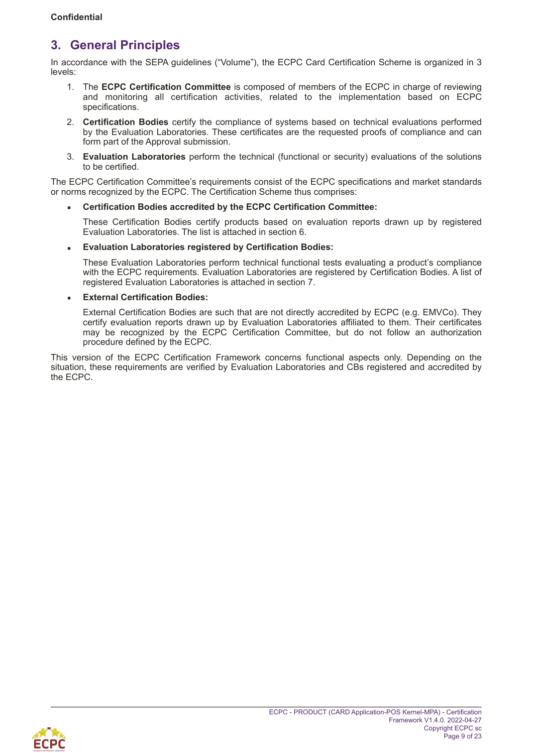# 3. General Principles

In accordance with the SEPA guidelines ("Volume"), the ECPC Card Certification Scheme is organized in 3 levels:

1. The **ECPC Certification Committee** is composed of members of the ECPC in charge of reviewing and monitoring all certification activities, related to the implementation based on ECPC specifications.
2. **Certification Bodies** certify the compliance of systems based on technical evaluations performed by the Evaluation Laboratories. These certificates are the requested proofs of compliance and can form part of the Approval submission.
3. **Evaluation Laboratories** perform the technical (functional or security) evaluations of the solutions to be certified.

The ECPC Certification Committee's requirements consist of the ECPC specifications and market standards or norms recognized by the ECPC. The Certification Scheme thus comprises:

- **Certification Bodies accredited by the ECPC Certification Committee:**

  These Certification Bodies certify products based on evaluation reports drawn up by registered Evaluation Laboratories. The list is attached in section 6.

- **Evaluation Laboratories registered by Certification Bodies:**

  These Evaluation Laboratories perform technical functional tests evaluating a product's compliance with the ECPC requirements. Evaluation Laboratories are registered by Certification Bodies. A list of registered Evaluation Laboratories is attached in section 7.

- **External Certification Bodies:**

  External Certification Bodies are such that are not directly accredited by ECPC (e.g. EMVCo). They certify evaluation reports drawn up by Evaluation Laboratories affiliated to them. Their certificates may be recognized by the ECPC Certification Committee, but do not follow an authorization procedure defined by the ECPC.

This version of the ECPC Certification Framework concerns functional aspects only. Depending on the situation, these requirements are verified by Evaluation Laboratories and CBs registered and accredited by the ECPC.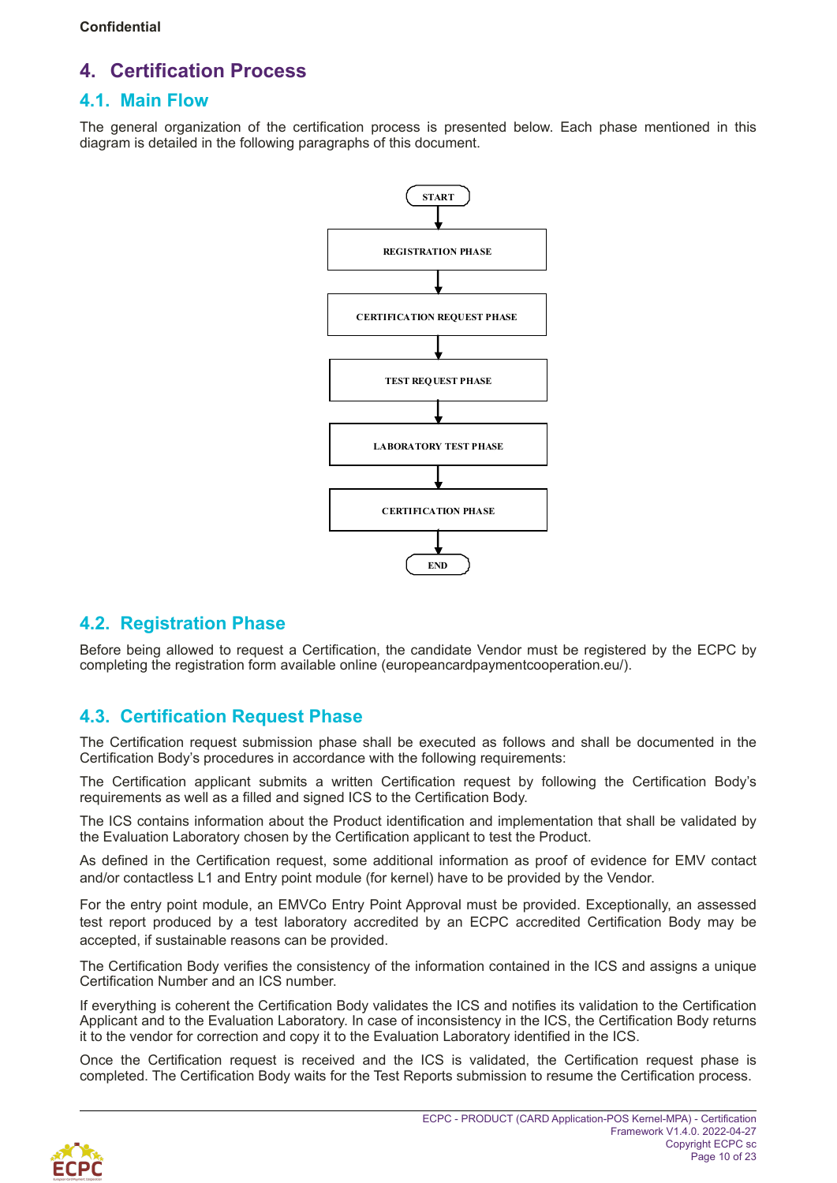# 4. Certification Process

## 4.1. Main Flow

The general organization of the certification process is presented below. Each phase mentioned in this diagram is detailed in the following paragraphs of this document.

```
START
  ↓
REGISTRATION PHASE
  ↓
CERTIFICATION REQUEST PHASE
  ↓
TEST REQUEST PHASE
  ↓
LABORATORY TEST PHASE
  ↓
CERTIFICATION PHASE
  ↓
END
```

## 4.2. Registration Phase

Before being allowed to request a Certification, the candidate Vendor must be registered by the ECPC by completing the registration form available online (europeancardpaymentcooperation.eu/).

## 4.3. Certification Request Phase

The Certification request submission phase shall be executed as follows and shall be documented in the Certification Body's procedures in accordance with the following requirements:

The Certification applicant submits a written Certification request by following the Certification Body's requirements as well as a filled and signed ICS to the Certification Body.

The ICS contains information about the Product identification and implementation that shall be validated by the Evaluation Laboratory chosen by the Certification applicant to test the Product.

As defined in the Certification request, some additional information as proof of evidence for EMV contact and/or contactless L1 and Entry point module (for kernel) have to be provided by the Vendor.

For the entry point module, an EMVCo Entry Point Approval must be provided. Exceptionally, an assessed test report produced by a test laboratory accredited by an ECPC accredited Certification Body may be accepted, if sustainable reasons can be provided.

The Certification Body verifies the consistency of the information contained in the ICS and assigns a unique Certification Number and an ICS number.

If everything is coherent the Certification Body validates the ICS and notifies its validation to the Certification Applicant and to the Evaluation Laboratory. In case of inconsistency in the ICS, the Certification Body returns it to the vendor for correction and copy it to the Evaluation Laboratory identified in the ICS.

Once the Certification request is received and the ICS is validated, the Certification request phase is completed. The Certification Body waits for the Test Reports submission to resume the Certification process.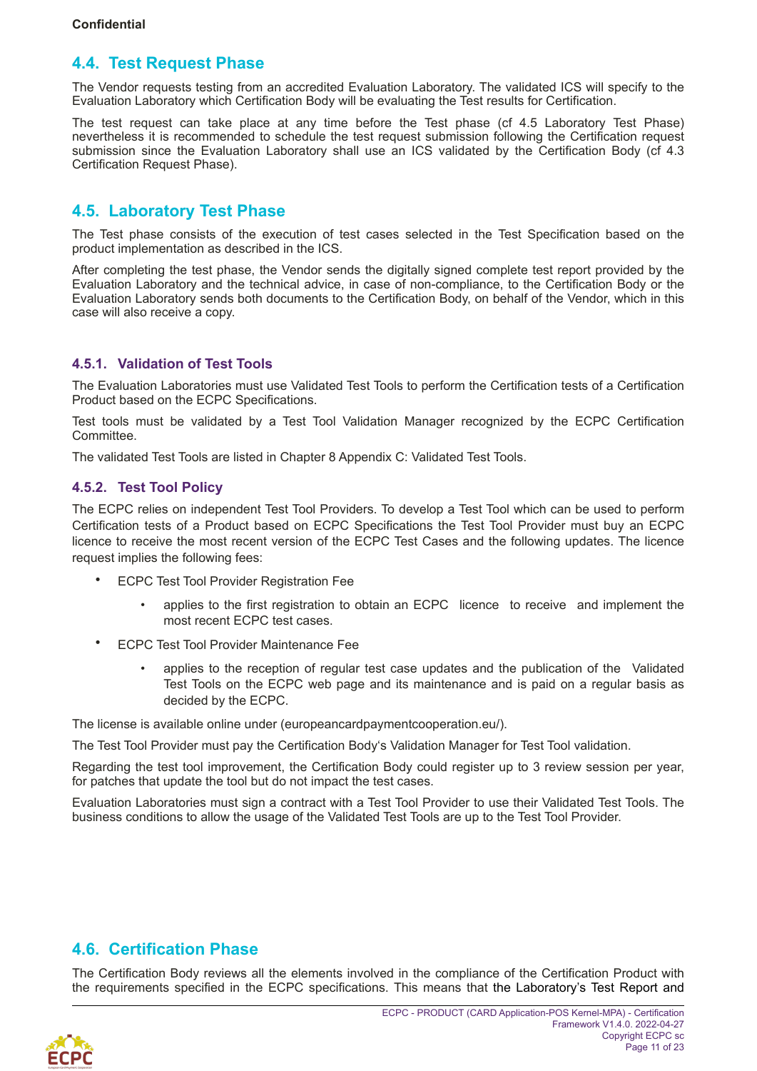## 4.4. Test Request Phase

The Vendor requests testing from an accredited Evaluation Laboratory. The validated ICS will specify to the Evaluation Laboratory which Certification Body will be evaluating the Test results for Certification.

The test request can take place at any time before the Test phase (cf 4.5 Laboratory Test Phase) nevertheless it is recommended to schedule the test request submission following the Certification request submission since the Evaluation Laboratory shall use an ICS validated by the Certification Body (cf 4.3 Certification Request Phase).

## 4.5. Laboratory Test Phase

The Test phase consists of the execution of test cases selected in the Test Specification based on the product implementation as described in the ICS.

After completing the test phase, the Vendor sends the digitally signed complete test report provided by the Evaluation Laboratory and the technical advice, in case of non-compliance, to the Certification Body or the Evaluation Laboratory sends both documents to the Certification Body, on behalf of the Vendor, which in this case will also receive a copy.

### 4.5.1. Validation of Test Tools

The Evaluation Laboratories must use Validated Test Tools to perform the Certification tests of a Certification Product based on the ECPC Specifications.

Test tools must be validated by a Test Tool Validation Manager recognized by the ECPC Certification Committee.

The validated Test Tools are listed in Chapter 8 Appendix C: Validated Test Tools.

### 4.5.2. Test Tool Policy

The ECPC relies on independent Test Tool Providers. To develop a Test Tool which can be used to perform Certification tests of a Product based on ECPC Specifications the Test Tool Provider must buy an ECPC licence to receive the most recent version of the ECPC Test Cases and the following updates. The licence request implies the following fees:

- ECPC Test Tool Provider Registration Fee
  - applies to the first registration to obtain an ECPC licence to receive and implement the most recent ECPC test cases.
- ECPC Test Tool Provider Maintenance Fee
  - applies to the reception of regular test case updates and the publication of the Validated Test Tools on the ECPC web page and its maintenance and is paid on a regular basis as decided by the ECPC.

The license is available online under (europeancardpaymentcooperation.eu/).

The Test Tool Provider must pay the Certification Body's Validation Manager for Test Tool validation.

Regarding the test tool improvement, the Certification Body could register up to 3 review session per year, for patches that update the tool but do not impact the test cases.

Evaluation Laboratories must sign a contract with a Test Tool Provider to use their Validated Test Tools. The business conditions to allow the usage of the Validated Test Tools are up to the Test Tool Provider.

## 4.6. Certification Phase

The Certification Body reviews all the elements involved in the compliance of the Certification Product with the requirements specified in the ECPC specifications. This means that the Laboratory's Test Report and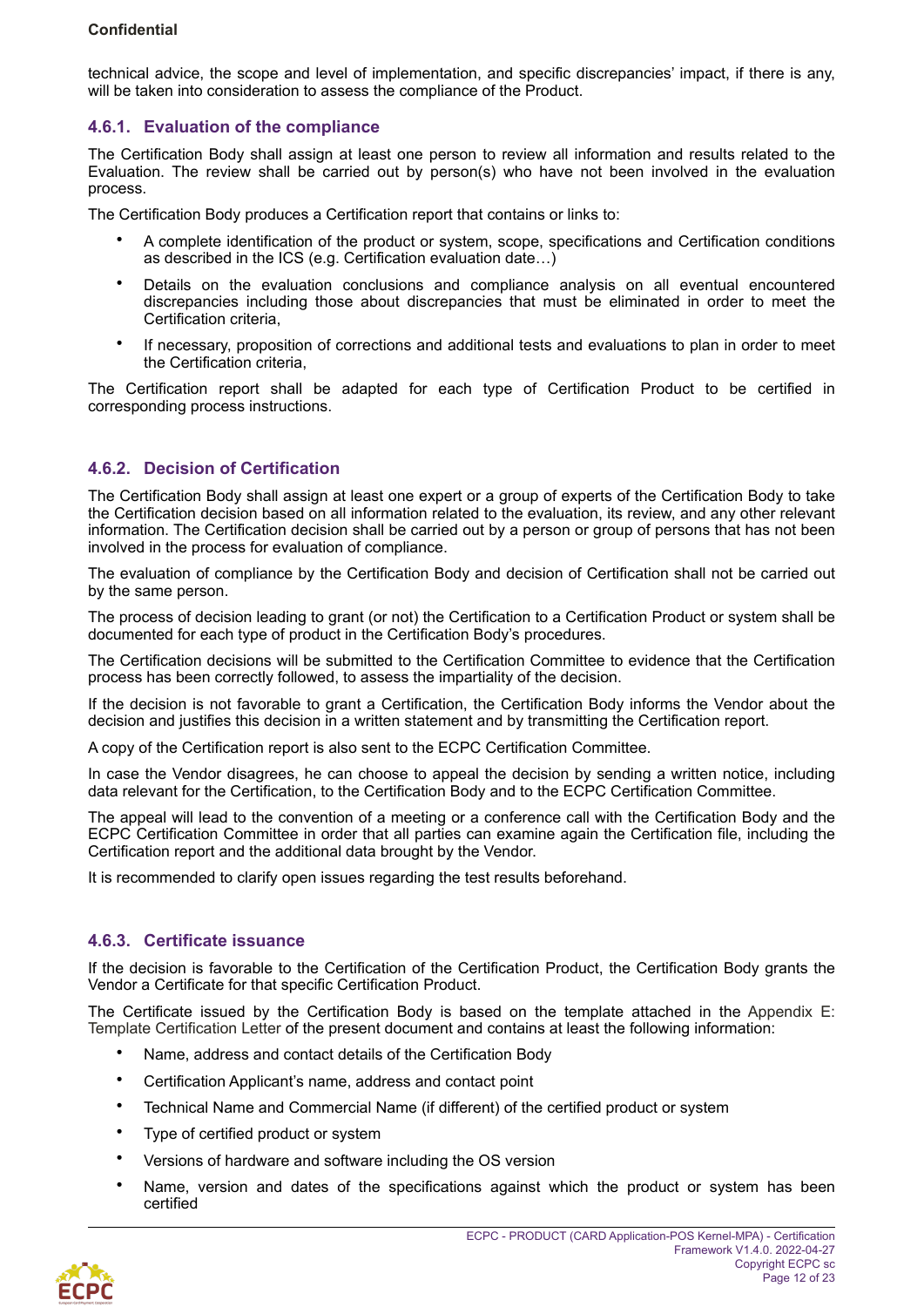technical advice, the scope and level of implementation, and specific discrepancies' impact, if there is any, will be taken into consideration to assess the compliance of the Product.

### 4.6.1. Evaluation of the compliance

The Certification Body shall assign at least one person to review all information and results related to the Evaluation. The review shall be carried out by person(s) who have not been involved in the evaluation process.

The Certification Body produces a Certification report that contains or links to:

- A complete identification of the product or system, scope, specifications and Certification conditions as described in the ICS (e.g. Certification evaluation date…)
- Details on the evaluation conclusions and compliance analysis on all eventual encountered discrepancies including those about discrepancies that must be eliminated in order to meet the Certification criteria,
- If necessary, proposition of corrections and additional tests and evaluations to plan in order to meet the Certification criteria,

The Certification report shall be adapted for each type of Certification Product to be certified in corresponding process instructions.

### 4.6.2. Decision of Certification

The Certification Body shall assign at least one expert or a group of experts of the Certification Body to take the Certification decision based on all information related to the evaluation, its review, and any other relevant information. The Certification decision shall be carried out by a person or group of persons that has not been involved in the process for evaluation of compliance.

The evaluation of compliance by the Certification Body and decision of Certification shall not be carried out by the same person.

The process of decision leading to grant (or not) the Certification to a Certification Product or system shall be documented for each type of product in the Certification Body's procedures.

The Certification decisions will be submitted to the Certification Committee to evidence that the Certification process has been correctly followed, to assess the impartiality of the decision.

If the decision is not favorable to grant a Certification, the Certification Body informs the Vendor about the decision and justifies this decision in a written statement and by transmitting the Certification report.

A copy of the Certification report is also sent to the ECPC Certification Committee.

In case the Vendor disagrees, he can choose to appeal the decision by sending a written notice, including data relevant for the Certification, to the Certification Body and to the ECPC Certification Committee.

The appeal will lead to the convention of a meeting or a conference call with the Certification Body and the ECPC Certification Committee in order that all parties can examine again the Certification file, including the Certification report and the additional data brought by the Vendor.

It is recommended to clarify open issues regarding the test results beforehand.

### 4.6.3. Certificate issuance

If the decision is favorable to the Certification of the Certification Product, the Certification Body grants the Vendor a Certificate for that specific Certification Product.

The Certificate issued by the Certification Body is based on the template attached in the Appendix E: Template Certification Letter of the present document and contains at least the following information:

- Name, address and contact details of the Certification Body
- Certification Applicant's name, address and contact point
- Technical Name and Commercial Name (if different) of the certified product or system
- Type of certified product or system
- Versions of hardware and software including the OS version
- Name, version and dates of the specifications against which the product or system has been certified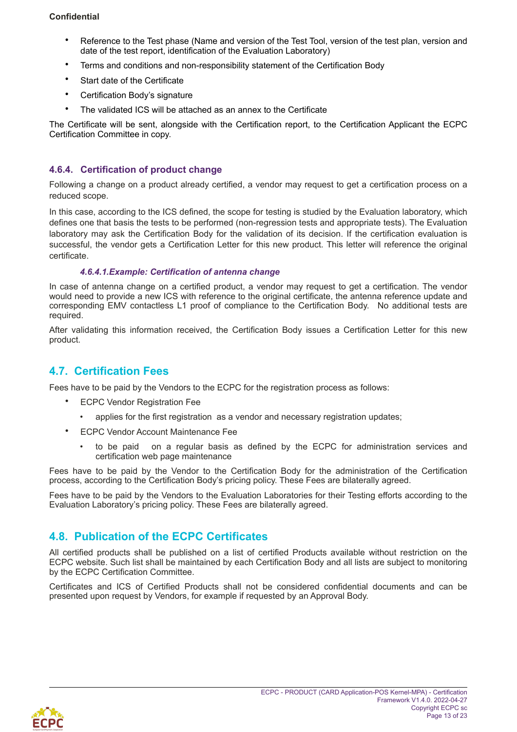- Reference to the Test phase (Name and version of the Test Tool, version of the test plan, version and date of the test report, identification of the Evaluation Laboratory)
- Terms and conditions and non-responsibility statement of the Certification Body
- Start date of the Certificate
- Certification Body's signature
- The validated ICS will be attached as an annex to the Certificate

The Certificate will be sent, alongside with the Certification report, to the Certification Applicant the ECPC Certification Committee in copy.

### 4.6.4. Certification of product change

Following a change on a product already certified, a vendor may request to get a certification process on a reduced scope.

In this case, according to the ICS defined, the scope for testing is studied by the Evaluation laboratory, which defines one that basis the tests to be performed (non-regression tests and appropriate tests). The Evaluation laboratory may ask the Certification Body for the validation of its decision. If the certification evaluation is successful, the vendor gets a Certification Letter for this new product. This letter will reference the original certificate.

#### *4.6.4.1.Example: Certification of antenna change*

In case of antenna change on a certified product, a vendor may request to get a certification. The vendor would need to provide a new ICS with reference to the original certificate, the antenna reference update and corresponding EMV contactless L1 proof of compliance to the Certification Body. No additional tests are required.

After validating this information received, the Certification Body issues a Certification Letter for this new product.

## 4.7. Certification Fees

Fees have to be paid by the Vendors to the ECPC for the registration process as follows:

- ECPC Vendor Registration Fee
  - applies for the first registration as a vendor and necessary registration updates;
- ECPC Vendor Account Maintenance Fee
  - to be paid on a regular basis as defined by the ECPC for administration services and certification web page maintenance

Fees have to be paid by the Vendor to the Certification Body for the administration of the Certification process, according to the Certification Body's pricing policy. These Fees are bilaterally agreed.

Fees have to be paid by the Vendors to the Evaluation Laboratories for their Testing efforts according to the Evaluation Laboratory's pricing policy. These Fees are bilaterally agreed.

## 4.8. Publication of the ECPC Certificates

All certified products shall be published on a list of certified Products available without restriction on the ECPC website. Such list shall be maintained by each Certification Body and all lists are subject to monitoring by the ECPC Certification Committee.

Certificates and ICS of Certified Products shall not be considered confidential documents and can be presented upon request by Vendors, for example if requested by an Approval Body.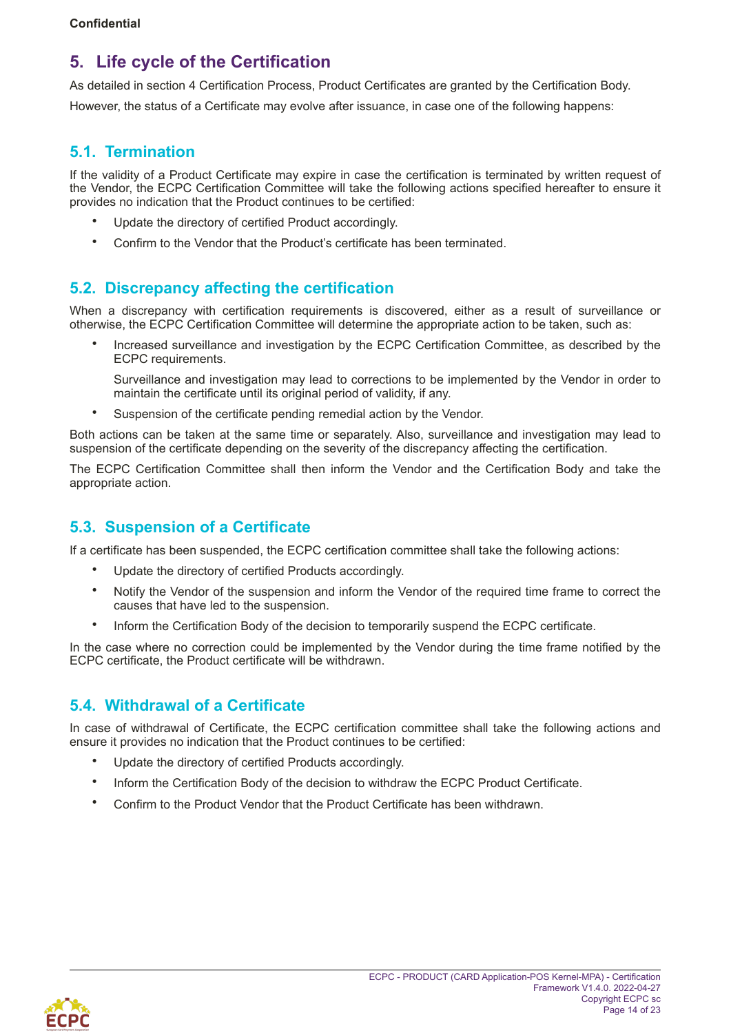# 5. Life cycle of the Certification

As detailed in section 4 Certification Process, Product Certificates are granted by the Certification Body.

However, the status of a Certificate may evolve after issuance, in case one of the following happens:

## 5.1. Termination

If the validity of a Product Certificate may expire in case the certification is terminated by written request of the Vendor, the ECPC Certification Committee will take the following actions specified hereafter to ensure it provides no indication that the Product continues to be certified:

- Update the directory of certified Product accordingly.
- Confirm to the Vendor that the Product's certificate has been terminated.

## 5.2. Discrepancy affecting the certification

When a discrepancy with certification requirements is discovered, either as a result of surveillance or otherwise, the ECPC Certification Committee will determine the appropriate action to be taken, such as:

- Increased surveillance and investigation by the ECPC Certification Committee, as described by the ECPC requirements.

  Surveillance and investigation may lead to corrections to be implemented by the Vendor in order to maintain the certificate until its original period of validity, if any.

- Suspension of the certificate pending remedial action by the Vendor.

Both actions can be taken at the same time or separately. Also, surveillance and investigation may lead to suspension of the certificate depending on the severity of the discrepancy affecting the certification.

The ECPC Certification Committee shall then inform the Vendor and the Certification Body and take the appropriate action.

## 5.3. Suspension of a Certificate

If a certificate has been suspended, the ECPC certification committee shall take the following actions:

- Update the directory of certified Products accordingly.
- Notify the Vendor of the suspension and inform the Vendor of the required time frame to correct the causes that have led to the suspension.
- Inform the Certification Body of the decision to temporarily suspend the ECPC certificate.

In the case where no correction could be implemented by the Vendor during the time frame notified by the ECPC certificate, the Product certificate will be withdrawn.

## 5.4. Withdrawal of a Certificate

In case of withdrawal of Certificate, the ECPC certification committee shall take the following actions and ensure it provides no indication that the Product continues to be certified:

- Update the directory of certified Products accordingly.
- Inform the Certification Body of the decision to withdraw the ECPC Product Certificate.
- Confirm to the Product Vendor that the Product Certificate has been withdrawn.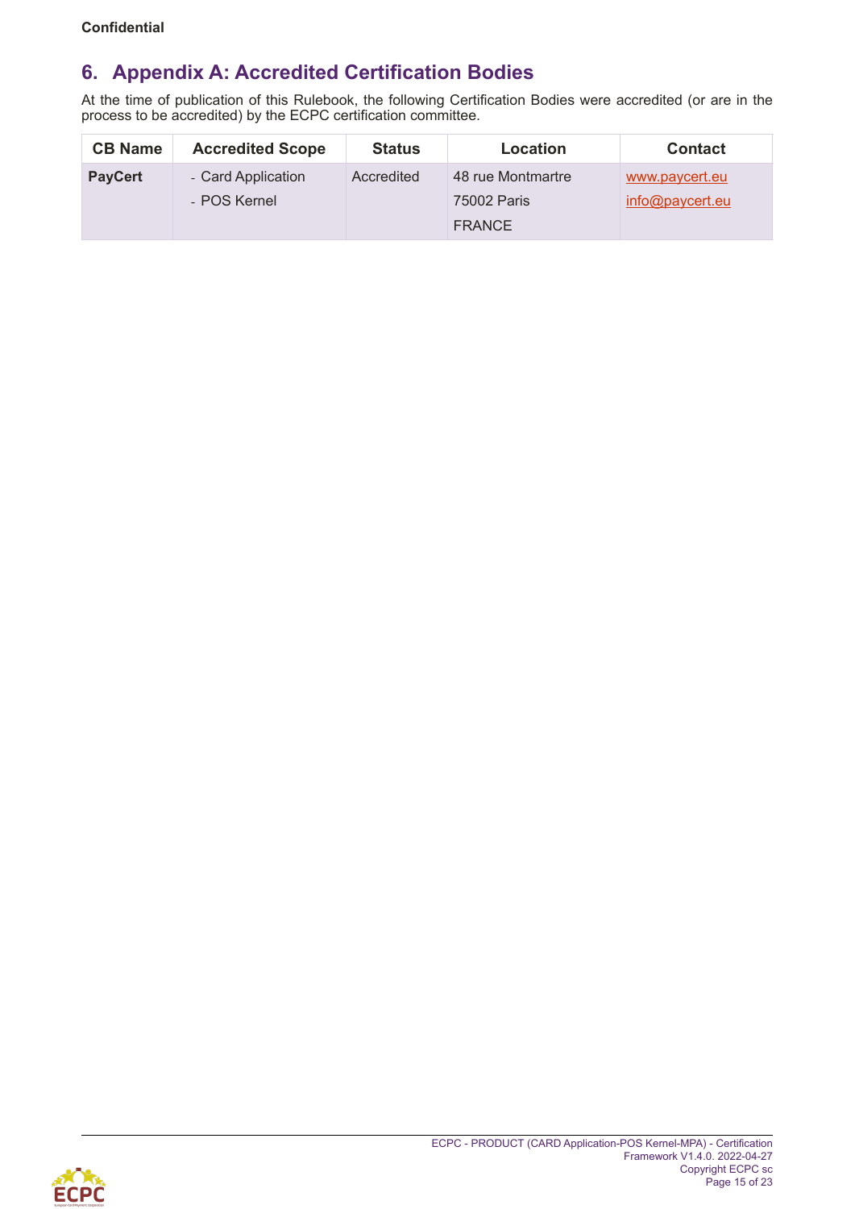## 6. Appendix A: Accredited Certification Bodies

At the time of publication of this Rulebook, the following Certification Bodies were accredited (or are in the process to be accredited) by the ECPC certification committee.

| CB Name | Accredited Scope | Status | Location | Contact |
|---|---|---|---|---|
| **PayCert** | - Card Application<br>- POS Kernel | Accredited | 48 rue Montmartre<br>75002 Paris<br>FRANCE | www.paycert.eu<br>info@paycert.eu |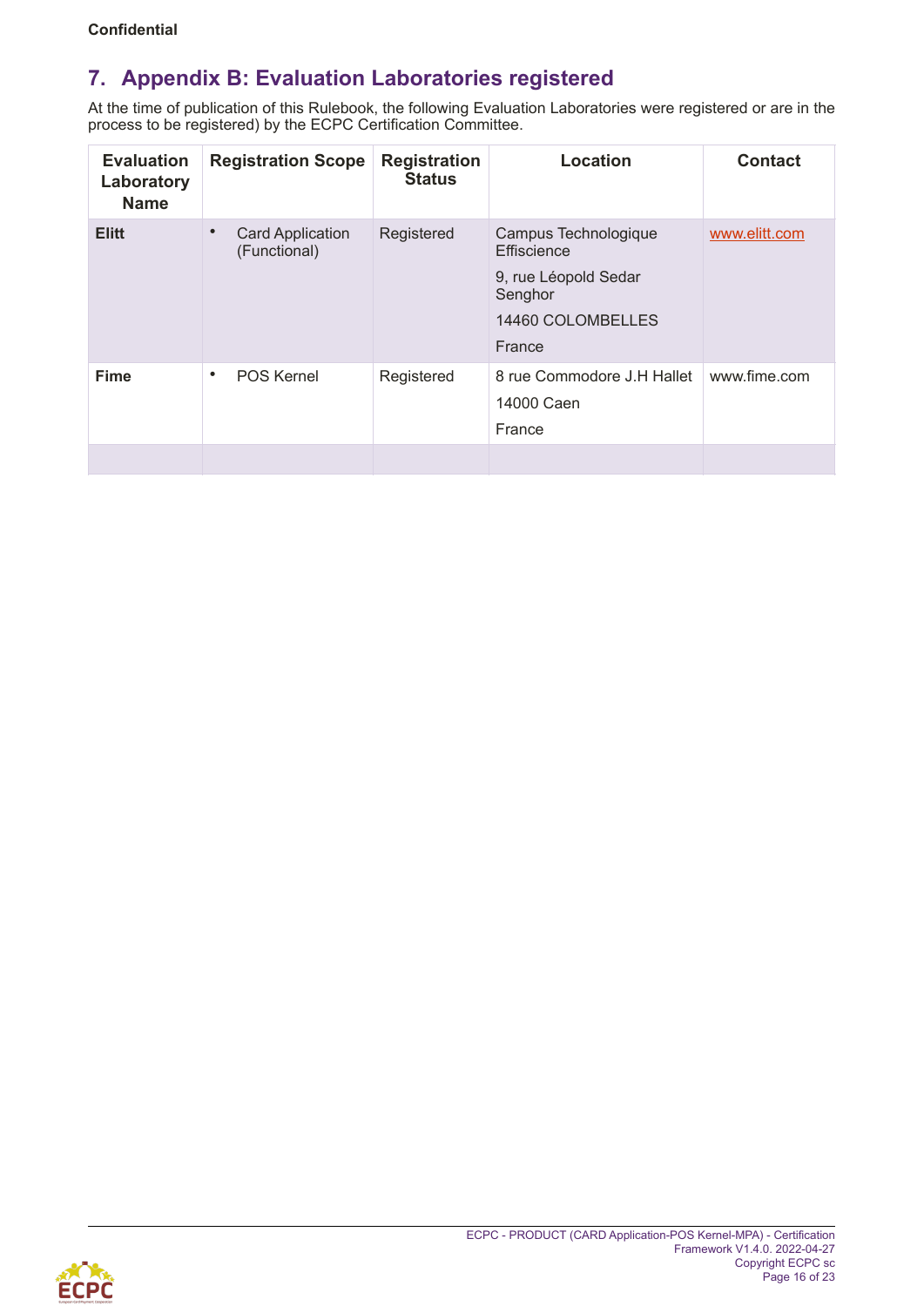# 7. Appendix B: Evaluation Laboratories registered

At the time of publication of this Rulebook, the following Evaluation Laboratories were registered or are in the process to be registered) by the ECPC Certification Committee.

| Evaluation Laboratory Name | Registration Scope | Registration Status | Location | Contact |
|---|---|---|---|---|
| **Elitt** | • Card Application (Functional) | Registered | Campus Technologique Effiscience<br>9, rue Léopold Sedar Senghor<br>14460 COLOMBELLES<br>France | www.elitt.com |
| **Fime** | • POS Kernel | Registered | 8 rue Commodore J.H Hallet<br>14000 Caen<br>France | www.fime.com |
| | | | | |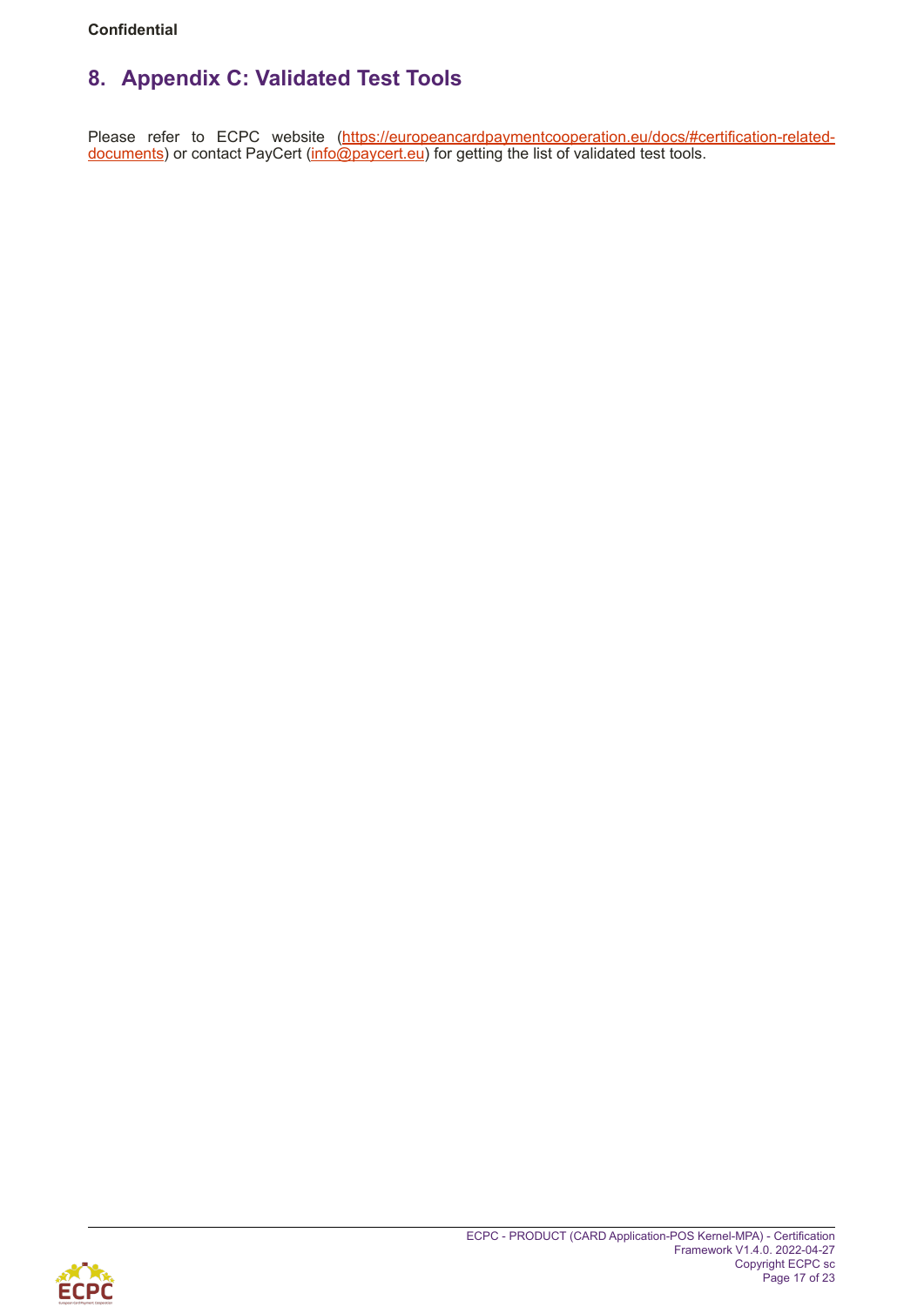# 8. Appendix C: Validated Test Tools

Please refer to ECPC website (https://europeancardpaymentcooperation.eu/docs/#certification-related-documents) or contact PayCert (info@paycert.eu) for getting the list of validated test tools.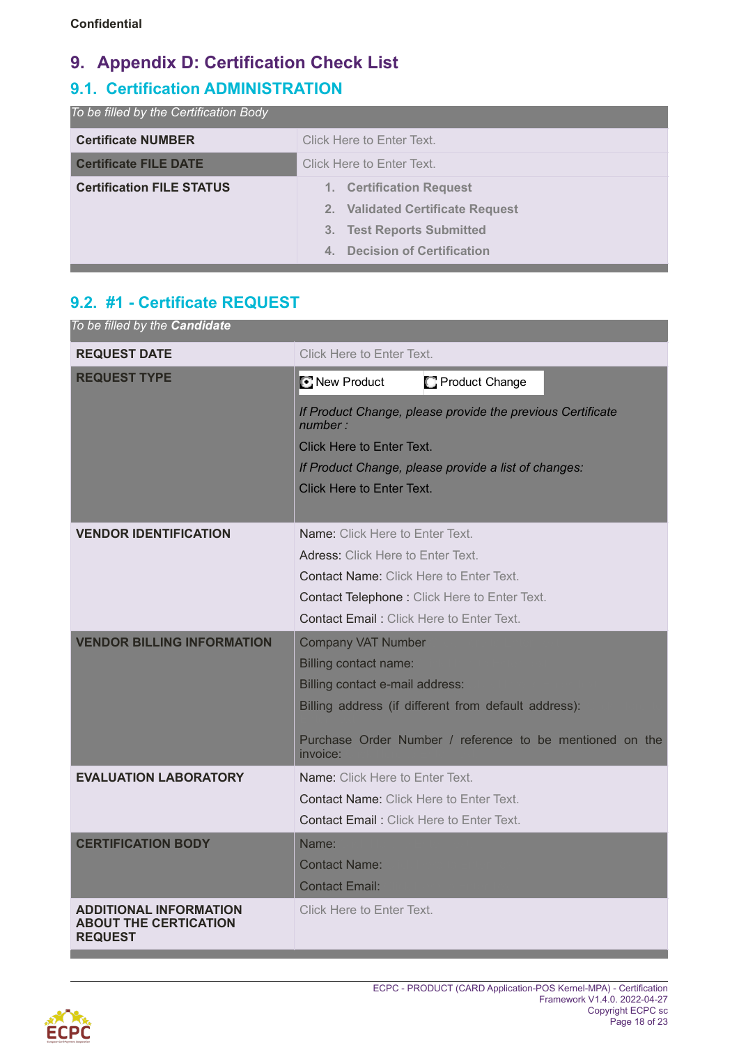Confidential

# 9. Appendix D: Certification Check List

## 9.1. Certification ADMINISTRATION

| *To be filled by the Certification Body* | |
|---|---|
| **Certificate NUMBER** | Click Here to Enter Text. |
| **Certificate FILE DATE** | Click Here to Enter Text. |
| **Certification FILE STATUS** | 1. **Certification Request**<br>2. **Validated Certificate Request**<br>3. **Test Reports Submitted**<br>4. **Decision of Certification** |

## 9.2. #1 - Certificate REQUEST

| *To be filled by the* ***Candidate*** | |
|---|---|
| **REQUEST DATE** | Click Here to Enter Text. |
| **REQUEST TYPE** | ☐ New Product ☐ Product Change<br>*If Product Change, please provide the previous Certificate number :*<br>Click Here to Enter Text.<br>*If Product Change, please provide a list of changes:*<br>Click Here to Enter Text. |
| **VENDOR IDENTIFICATION** | Name: Click Here to Enter Text.<br>Adress: Click Here to Enter Text.<br>Contact Name: Click Here to Enter Text.<br>Contact Telephone : Click Here to Enter Text.<br>Contact Email : Click Here to Enter Text. |
| **VENDOR BILLING INFORMATION** | Company VAT Number<br>Billing contact name:<br>Billing contact e-mail address:<br>Billing address (if different from default address):<br>Purchase Order Number / reference to be mentioned on the invoice: |
| **EVALUATION LABORATORY** | Name: Click Here to Enter Text.<br>Contact Name: Click Here to Enter Text.<br>Contact Email : Click Here to Enter Text. |
| **CERTIFICATION BODY** | Name:<br>Contact Name:<br>Contact Email: |
| **ADDITIONAL INFORMATION ABOUT THE CERTICATION REQUEST** | Click Here to Enter Text. |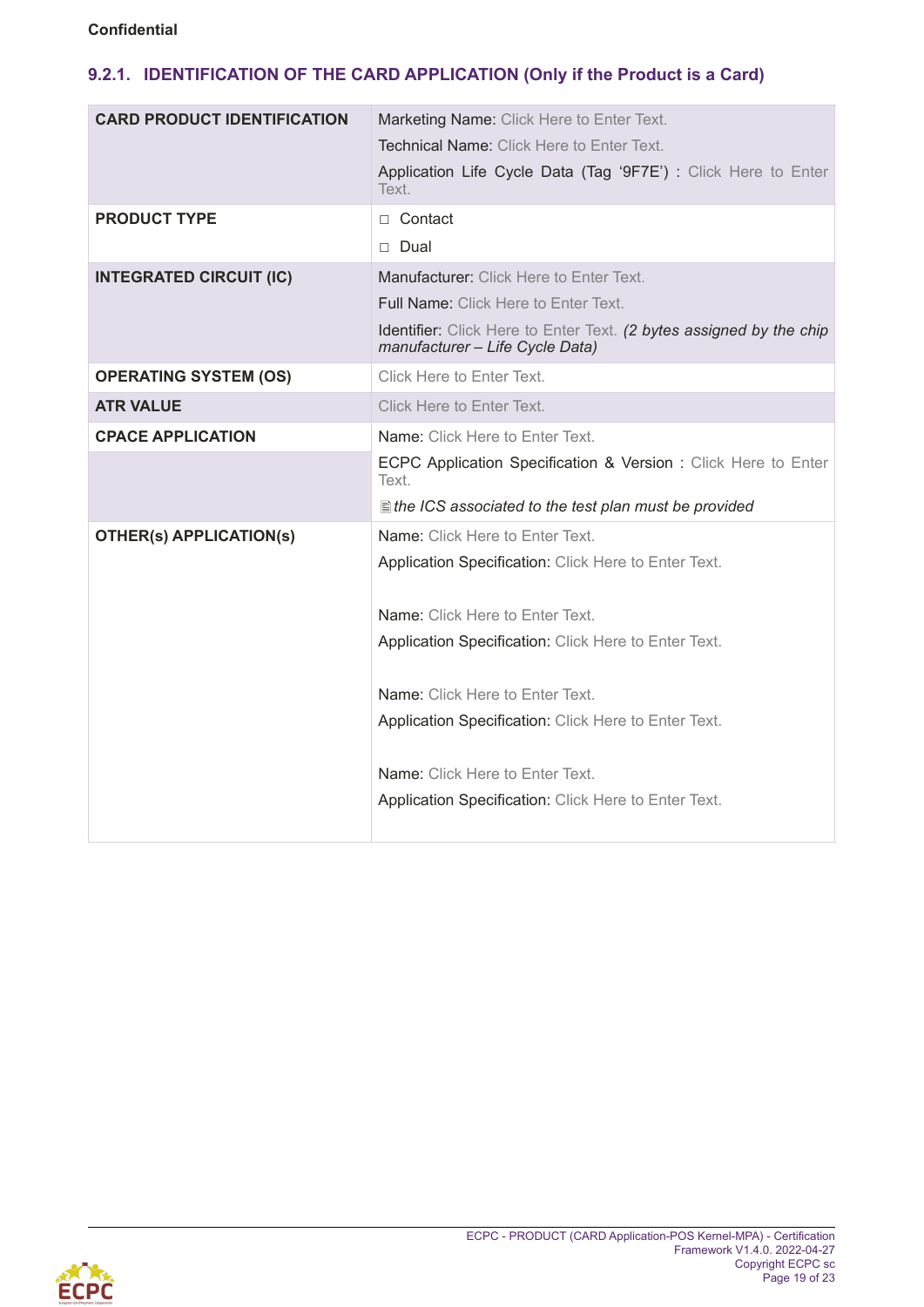Confidential

### 9.2.1. IDENTIFICATION OF THE CARD APPLICATION (Only if the Product is a Card)

| | |
|---|---|
| **CARD PRODUCT IDENTIFICATION** | Marketing Name: Click Here to Enter Text.<br>Technical Name: Click Here to Enter Text.<br>Application Life Cycle Data (Tag '9F7E') : Click Here to Enter Text. |
| **PRODUCT TYPE** | ☐ Contact<br>☐ Dual |
| **INTEGRATED CIRCUIT (IC)** | Manufacturer: Click Here to Enter Text.<br>Full Name: Click Here to Enter Text.<br>Identifier: Click Here to Enter Text. *(2 bytes assigned by the chip manufacturer – Life Cycle Data)* |
| **OPERATING SYSTEM (OS)** | Click Here to Enter Text. |
| **ATR VALUE** | Click Here to Enter Text. |
| **CPACE APPLICATION** | Name: Click Here to Enter Text. |
| | ECPC Application Specification & Version : Click Here to Enter Text.<br>*the ICS associated to the test plan must be provided* |
| **OTHER(s) APPLICATION(s)** | Name: Click Here to Enter Text.<br>Application Specification: Click Here to Enter Text.<br><br>Name: Click Here to Enter Text.<br>Application Specification: Click Here to Enter Text.<br><br>Name: Click Here to Enter Text.<br>Application Specification: Click Here to Enter Text.<br><br>Name: Click Here to Enter Text.<br>Application Specification: Click Here to Enter Text. |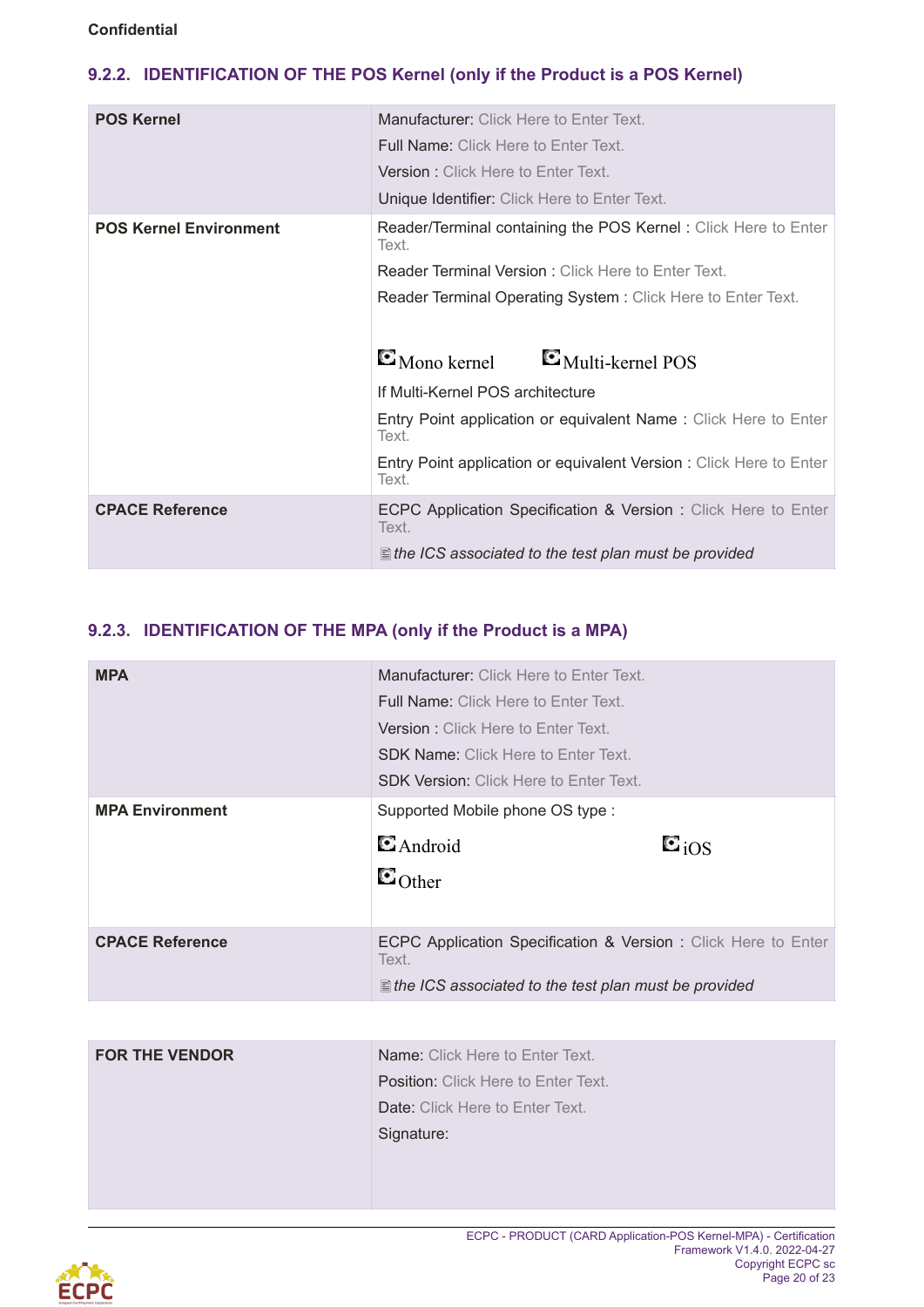Confidential

### 9.2.2. IDENTIFICATION OF THE POS Kernel (only if the Product is a POS Kernel)

| | |
|---|---|
| **POS Kernel** | Manufacturer: Click Here to Enter Text.<br>Full Name: Click Here to Enter Text.<br>Version : Click Here to Enter Text.<br>Unique Identifier: Click Here to Enter Text. |
| **POS Kernel Environment** | Reader/Terminal containing the POS Kernel : Click Here to Enter Text.<br>Reader Terminal Version : Click Here to Enter Text.<br>Reader Terminal Operating System : Click Here to Enter Text.<br><br>☐ Mono kernel ☐ Multi-kernel POS<br>If Multi-Kernel POS architecture<br>Entry Point application or equivalent Name : Click Here to Enter Text.<br>Entry Point application or equivalent Version : Click Here to Enter Text. |
| **CPACE Reference** | ECPC Application Specification & Version : Click Here to Enter Text.<br>*the ICS associated to the test plan must be provided* |

### 9.2.3. IDENTIFICATION OF THE MPA (only if the Product is a MPA)

| | |
|---|---|
| **MPA** | Manufacturer: Click Here to Enter Text.<br>Full Name: Click Here to Enter Text.<br>Version : Click Here to Enter Text.<br>SDK Name: Click Here to Enter Text.<br>SDK Version: Click Here to Enter Text. |
| **MPA Environment** | Supported Mobile phone OS type :<br>☐ Android ☐ iOS<br>☐ Other |
| **CPACE Reference** | ECPC Application Specification & Version : Click Here to Enter Text.<br>*the ICS associated to the test plan must be provided* |

| | |
|---|---|
| **FOR THE VENDOR** | Name: Click Here to Enter Text.<br>Position: Click Here to Enter Text.<br>Date: Click Here to Enter Text.<br>Signature: |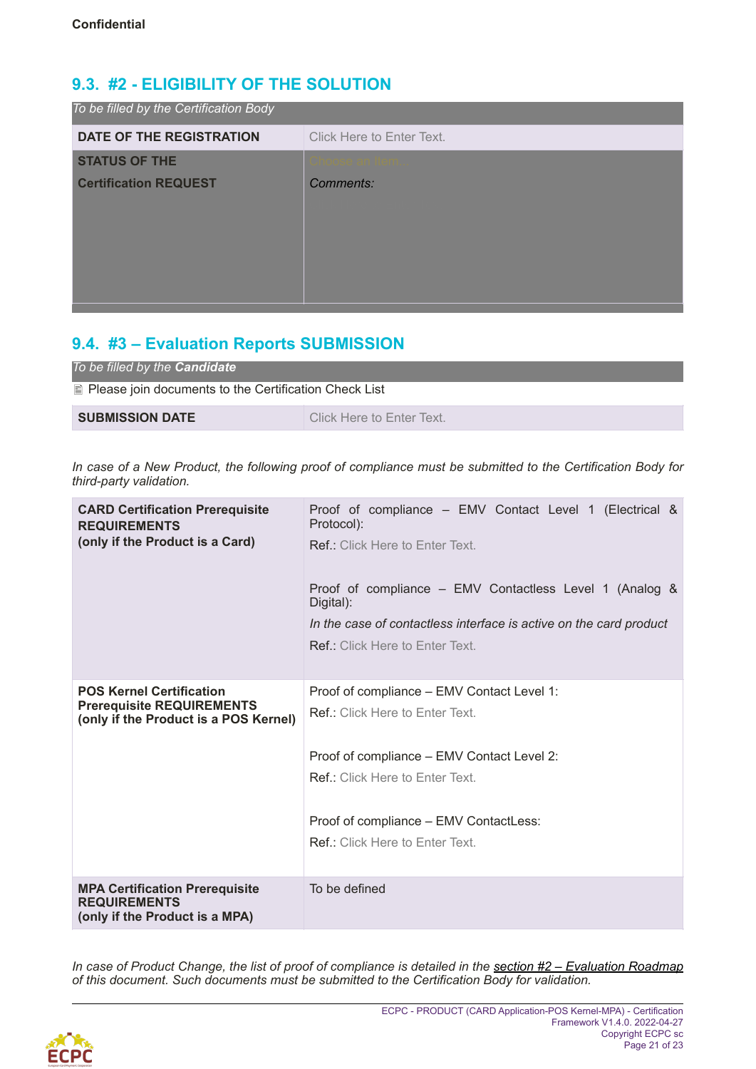Confidential

## 9.3. #2 - ELIGIBILITY OF THE SOLUTION

| *To be filled by the Certification Body* | |
|---|---|
| **DATE OF THE REGISTRATION** | Click Here to Enter Text. |
| **STATUS OF THE Certification REQUEST** | Choose an item. *Comments:* |

## 9.4. #3 – Evaluation Reports SUBMISSION

*To be filled by the **Candidate***

Please join documents to the Certification Check List

| **SUBMISSION DATE** | Click Here to Enter Text. |
|---|---|

*In case of a New Product, the following proof of compliance must be submitted to the Certification Body for third-party validation.*

| | |
|---|---|
| **CARD Certification Prerequisite REQUIREMENTS (only if the Product is a Card)** | Proof of compliance – EMV Contact Level 1 (Electrical & Protocol):<br>Ref.: Click Here to Enter Text.<br><br>Proof of compliance – EMV Contactless Level 1 (Analog & Digital):<br>*In the case of contactless interface is active on the card product*<br>Ref.: Click Here to Enter Text. |
| **POS Kernel Certification Prerequisite REQUIREMENTS (only if the Product is a POS Kernel)** | Proof of compliance – EMV Contact Level 1:<br>Ref.: Click Here to Enter Text.<br><br>Proof of compliance – EMV Contact Level 2:<br>Ref.: Click Here to Enter Text.<br><br>Proof of compliance – EMV ContactLess:<br>Ref.: Click Here to Enter Text. |
| **MPA Certification Prerequisite REQUIREMENTS (only if the Product is a MPA)** | To be defined |

*In case of Product Change, the list of proof of compliance is detailed in the section #2 – Evaluation Roadmap of this document. Such documents must be submitted to the Certification Body for validation.*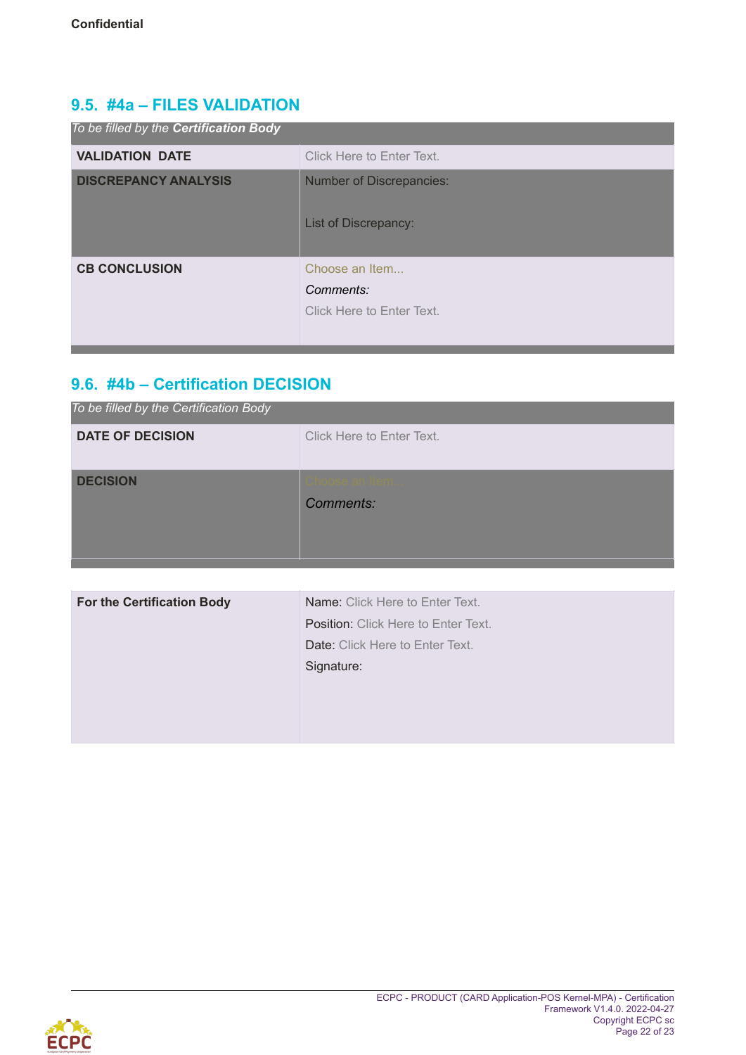Confidential

## 9.5. #4a – FILES VALIDATION

| *To be filled by the **Certification Body*** | |
|---|---|
| **VALIDATION DATE** | Click Here to Enter Text. |
| **DISCREPANCY ANALYSIS** | Number of Discrepancies:<br><br>List of Discrepancy: |
| **CB CONCLUSION** | Choose an Item...<br>*Comments:*<br>Click Here to Enter Text. |

## 9.6. #4b – Certification DECISION

| *To be filled by the Certification Body* | |
|---|---|
| **DATE OF DECISION** | Click Here to Enter Text. |
| **DECISION** | Choose an Item...<br>*Comments:* |

| **For the Certification Body** | Name: Click Here to Enter Text.<br>Position: Click Here to Enter Text.<br>Date: Click Here to Enter Text.<br>Signature: |
|---|---|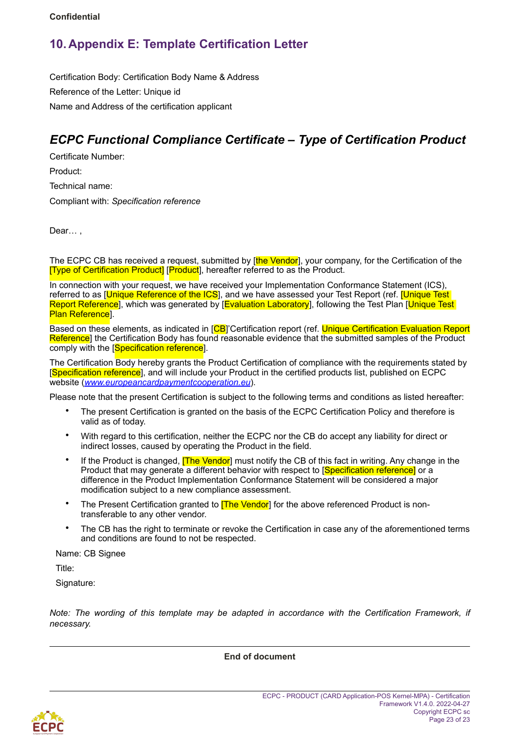Confidential

# 10. Appendix E: Template Certification Letter

Certification Body: Certification Body Name & Address

Reference of the Letter: Unique id

Name and Address of the certification applicant

## *ECPC Functional Compliance Certificate – Type of Certification Product*

Certificate Number:

Product:

Technical name:

Compliant with: *Specification reference*

Dear… ,

The ECPC CB has received a request, submitted by [the Vendor], your company, for the Certification of the [Type of Certification Product] [Product], hereafter referred to as the Product.

In connection with your request, we have received your Implementation Conformance Statement (ICS), referred to as [Unique Reference of the ICS], and we have assessed your Test Report (ref. [Unique Test Report Reference], which was generated by [Evaluation Laboratory], following the Test Plan [Unique Test Plan Reference].

Based on these elements, as indicated in [CB]'Certification report (ref. Unique Certification Evaluation Report Reference] the Certification Body has found reasonable evidence that the submitted samples of the Product comply with the [Specification reference].

The Certification Body hereby grants the Product Certification of compliance with the requirements stated by [Specification reference], and will include your Product in the certified products list, published on ECPC website (*www.europeancardpaymentcooperation.eu*).

Please note that the present Certification is subject to the following terms and conditions as listed hereafter:

- The present Certification is granted on the basis of the ECPC Certification Policy and therefore is valid as of today.
- With regard to this certification, neither the ECPC nor the CB do accept any liability for direct or indirect losses, caused by operating the Product in the field.
- If the Product is changed, [The Vendor] must notify the CB of this fact in writing. Any change in the Product that may generate a different behavior with respect to [Specification reference] or a difference in the Product Implementation Conformance Statement will be considered a major modification subject to a new compliance assessment.
- The Present Certification granted to [The Vendor] for the above referenced Product is non-transferable to any other vendor.
- The CB has the right to terminate or revoke the Certification in case any of the aforementioned terms and conditions are found to not be respected.

Name: CB Signee

Title:

Signature:

*Note: The wording of this template may be adapted in accordance with the Certification Framework, if necessary.*

---

**End of document**